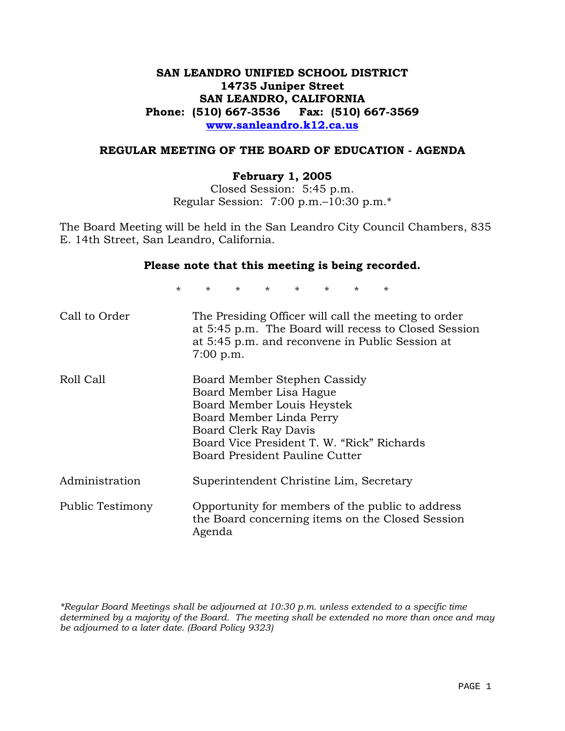**SAN LEANDRO UNIFIED SCHOOL DISTRICT**
**14735 Juniper Street**
**SAN LEANDRO, CALIFORNIA**
**Phone: (510) 667-3536 Fax: (510) 667-3569**
**www.sanleandro.k12.ca.us**

## REGULAR MEETING OF THE BOARD OF EDUCATION - AGENDA

**February 1, 2005**
Closed Session: 5:45 p.m.
Regular Session: 7:00 p.m.–10:30 p.m.*

The Board Meeting will be held in the San Leandro City Council Chambers, 835 E. 14th Street, San Leandro, California.

**Please note that this meeting is being recorded.**

\* \* \* \* \* \* \* \*

| | |
|---|---|
| Call to Order | The Presiding Officer will call the meeting to order at 5:45 p.m. The Board will recess to Closed Session at 5:45 p.m. and reconvene in Public Session at 7:00 p.m. |
| Roll Call | Board Member Stephen Cassidy<br>Board Member Lisa Hague<br>Board Member Louis Heystek<br>Board Member Linda Perry<br>Board Clerk Ray Davis<br>Board Vice President T. W. "Rick" Richards<br>Board President Pauline Cutter |
| Administration | Superintendent Christine Lim, Secretary |
| Public Testimony | Opportunity for members of the public to address the Board concerning items on the Closed Session Agenda |

*\*Regular Board Meetings shall be adjourned at 10:30 p.m. unless extended to a specific time determined by a majority of the Board. The meeting shall be extended no more than once and may be adjourned to a later date. (Board Policy 9323)*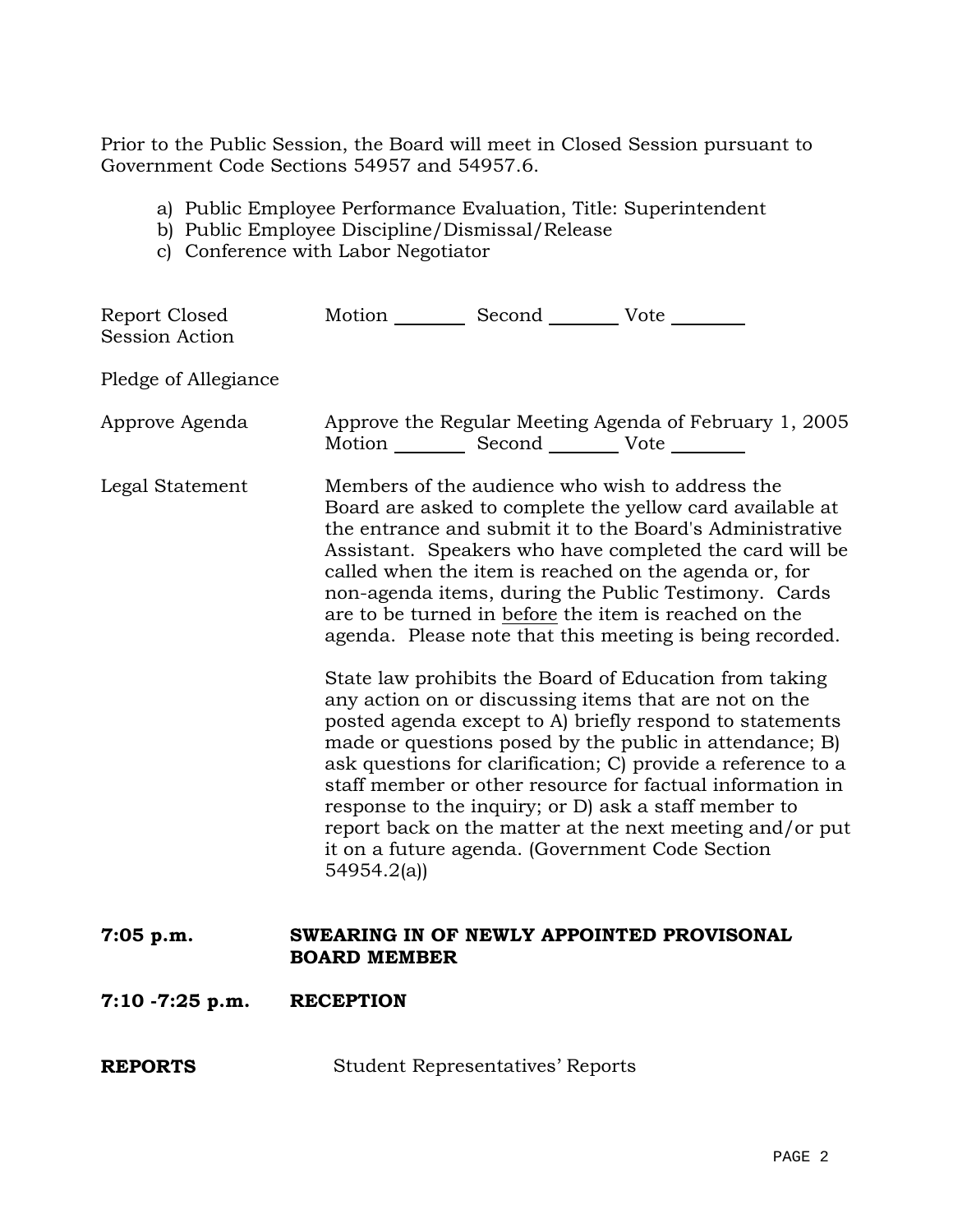Prior to the Public Session, the Board will meet in Closed Session pursuant to Government Code Sections 54957 and 54957.6.

a) Public Employee Performance Evaluation, Title: Superintendent
b) Public Employee Discipline/Dismissal/Release
c) Conference with Labor Negotiator

Report Closed Session Action — Motion ________ Second ________ Vote ________

Pledge of Allegiance

Approve Agenda — Approve the Regular Meeting Agenda of February 1, 2005
Motion ________ Second ________ Vote ________

Legal Statement — Members of the audience who wish to address the Board are asked to complete the yellow card available at the entrance and submit it to the Board's Administrative Assistant. Speakers who have completed the card will be called when the item is reached on the agenda or, for non-agenda items, during the Public Testimony. Cards are to be turned in before the item is reached on the agenda. Please note that this meeting is being recorded.

State law prohibits the Board of Education from taking any action on or discussing items that are not on the posted agenda except to A) briefly respond to statements made or questions posed by the public in attendance; B) ask questions for clarification; C) provide a reference to a staff member or other resource for factual information in response to the inquiry; or D) ask a staff member to report back on the matter at the next meeting and/or put it on a future agenda. (Government Code Section 54954.2(a))

**7:05 p.m.** **SWEARING IN OF NEWLY APPOINTED PROVISONAL BOARD MEMBER**

**7:10 -7:25 p.m.** **RECEPTION**

**REPORTS** Student Representatives' Reports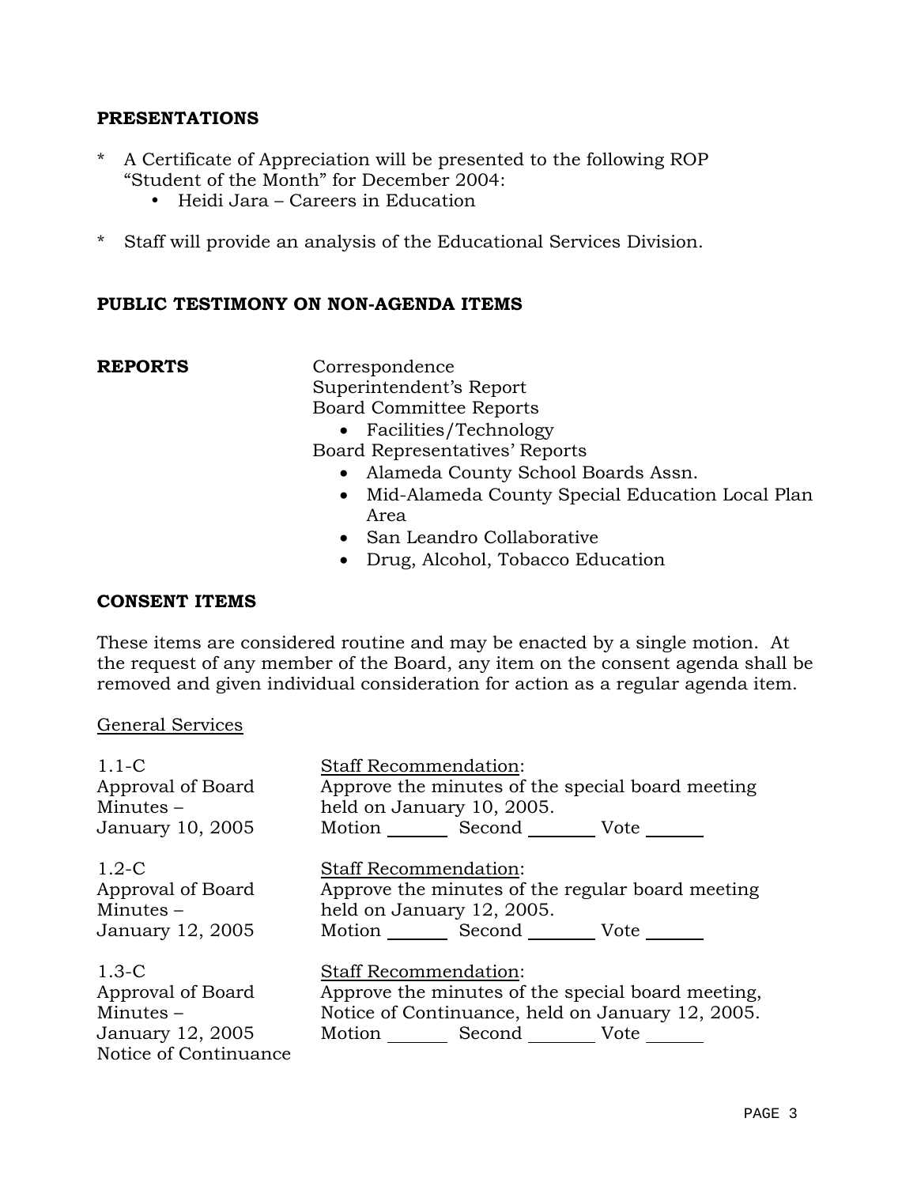## PRESENTATIONS

* A Certificate of Appreciation will be presented to the following ROP "Student of the Month" for December 2004:
  - Heidi Jara – Careers in Education

* Staff will provide an analysis of the Educational Services Division.

## PUBLIC TESTIMONY ON NON-AGENDA ITEMS

## REPORTS

Correspondence
Superintendent's Report
Board Committee Reports
- Facilities/Technology

Board Representatives' Reports
- Alameda County School Boards Assn.
- Mid-Alameda County Special Education Local Plan Area
- San Leandro Collaborative
- Drug, Alcohol, Tobacco Education

## CONSENT ITEMS

These items are considered routine and may be enacted by a single motion. At the request of any member of the Board, any item on the consent agenda shall be removed and given individual consideration for action as a regular agenda item.

General Services

1.1-C
Approval of Board Minutes – January 10, 2005

Staff Recommendation:
Approve the minutes of the special board meeting held on January 10, 2005.
Motion _______ Second _______ Vote _______

1.2-C
Approval of Board Minutes – January 12, 2005

Staff Recommendation:
Approve the minutes of the regular board meeting held on January 12, 2005.
Motion _______ Second _______ Vote _______

1.3-C
Approval of Board Minutes – January 12, 2005 Notice of Continuance

Staff Recommendation:
Approve the minutes of the special board meeting, Notice of Continuance, held on January 12, 2005.
Motion _______ Second _______ Vote _______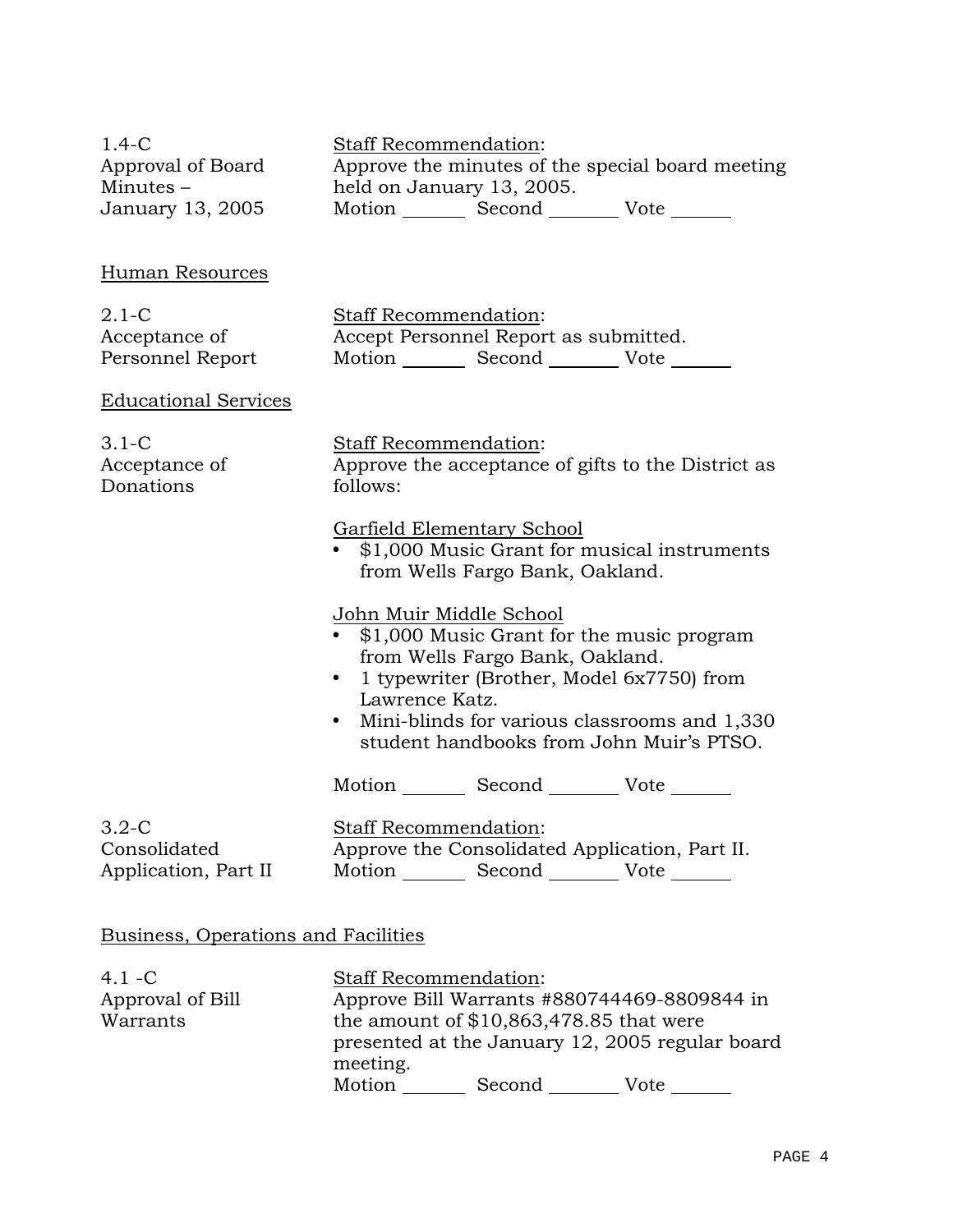1.4-C
Approval of Board Minutes – January 13, 2005

Staff Recommendation:
Approve the minutes of the special board meeting held on January 13, 2005.
Motion ______ Second _______ Vote ______

## Human Resources

2.1-C
Acceptance of Personnel Report

Staff Recommendation:
Accept Personnel Report as submitted.
Motion ______ Second _______ Vote ______

## Educational Services

3.1-C
Acceptance of Donations

Staff Recommendation:
Approve the acceptance of gifts to the District as follows:

Garfield Elementary School

- $1,000 Music Grant for musical instruments from Wells Fargo Bank, Oakland.

John Muir Middle School

- $1,000 Music Grant for the music program from Wells Fargo Bank, Oakland.
- 1 typewriter (Brother, Model 6x7750) from Lawrence Katz.
- Mini-blinds for various classrooms and 1,330 student handbooks from John Muir's PTSO.

Motion ______ Second _______ Vote ______

3.2-C
Consolidated Application, Part II

Staff Recommendation:
Approve the Consolidated Application, Part II.
Motion ______ Second _______ Vote ______

## Business, Operations and Facilities

4.1 -C
Approval of Bill Warrants

Staff Recommendation:
Approve Bill Warrants #880744469-8809844 in the amount of $10,863,478.85 that were presented at the January 12, 2005 regular board meeting.
Motion ______ Second _______ Vote ______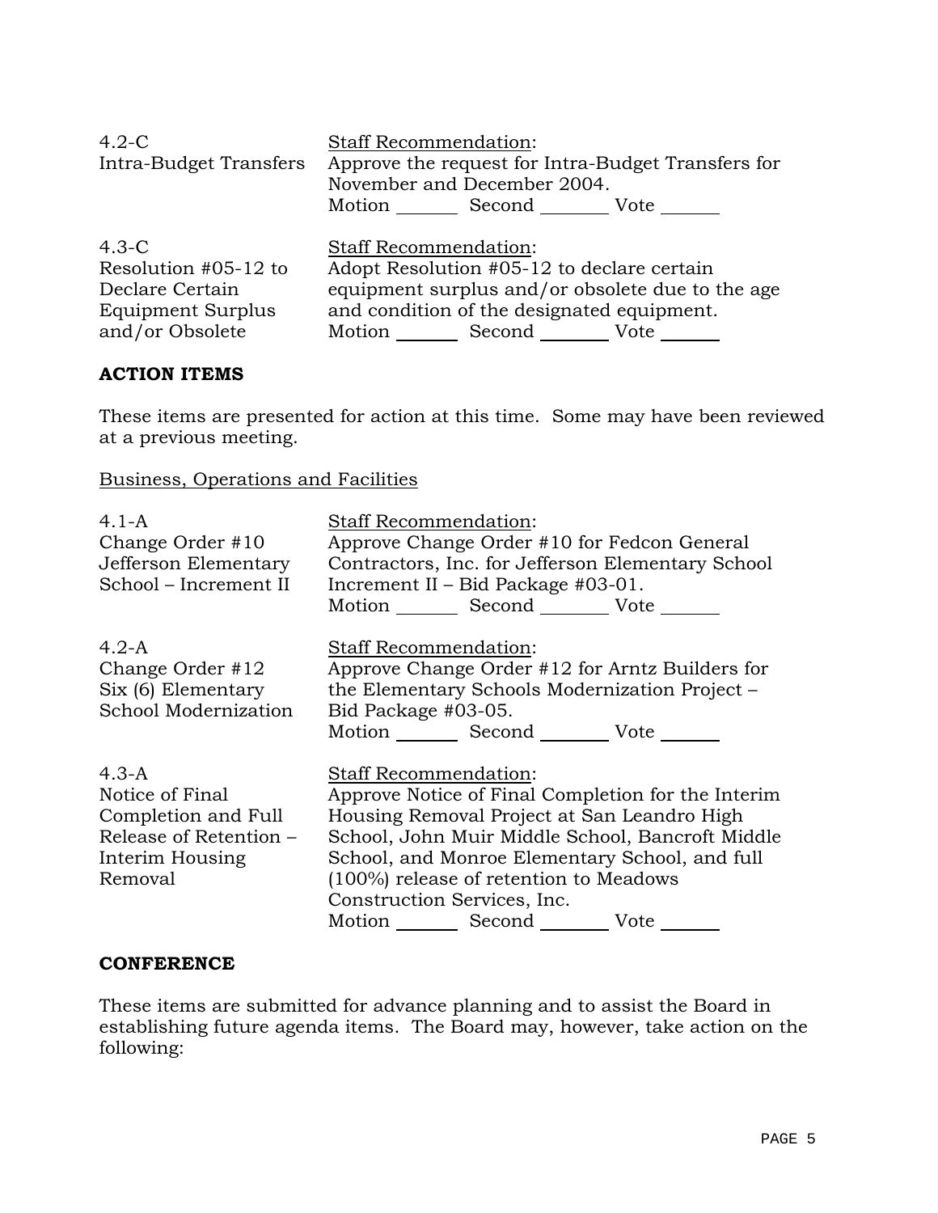| | |
|---|---|
| 4.2-C<br>Intra-Budget Transfers | Staff Recommendation:<br>Approve the request for Intra-Budget Transfers for November and December 2004.<br>Motion _______ Second _______ Vote _______ |
| 4.3-C<br>Resolution #05-12 to Declare Certain Equipment Surplus and/or Obsolete | Staff Recommendation:<br>Adopt Resolution #05-12 to declare certain equipment surplus and/or obsolete due to the age and condition of the designated equipment.<br>Motion _______ Second _______ Vote _______ |

**ACTION ITEMS**

These items are presented for action at this time. Some may have been reviewed at a previous meeting.

Business, Operations and Facilities

| | |
|---|---|
| 4.1-A<br>Change Order #10<br>Jefferson Elementary School – Increment II | Staff Recommendation:<br>Approve Change Order #10 for Fedcon General Contractors, Inc. for Jefferson Elementary School Increment II – Bid Package #03-01.<br>Motion _______ Second _______ Vote _______ |
| 4.2-A<br>Change Order #12<br>Six (6) Elementary School Modernization | Staff Recommendation:<br>Approve Change Order #12 for Arntz Builders for the Elementary Schools Modernization Project – Bid Package #03-05.<br>Motion _______ Second _______ Vote _______ |
| 4.3-A<br>Notice of Final Completion and Full Release of Retention – Interim Housing Removal | Staff Recommendation:<br>Approve Notice of Final Completion for the Interim Housing Removal Project at San Leandro High School, John Muir Middle School, Bancroft Middle School, and Monroe Elementary School, and full (100%) release of retention to Meadows Construction Services, Inc.<br>Motion _______ Second _______ Vote _______ |

**CONFERENCE**

These items are submitted for advance planning and to assist the Board in establishing future agenda items. The Board may, however, take action on the following: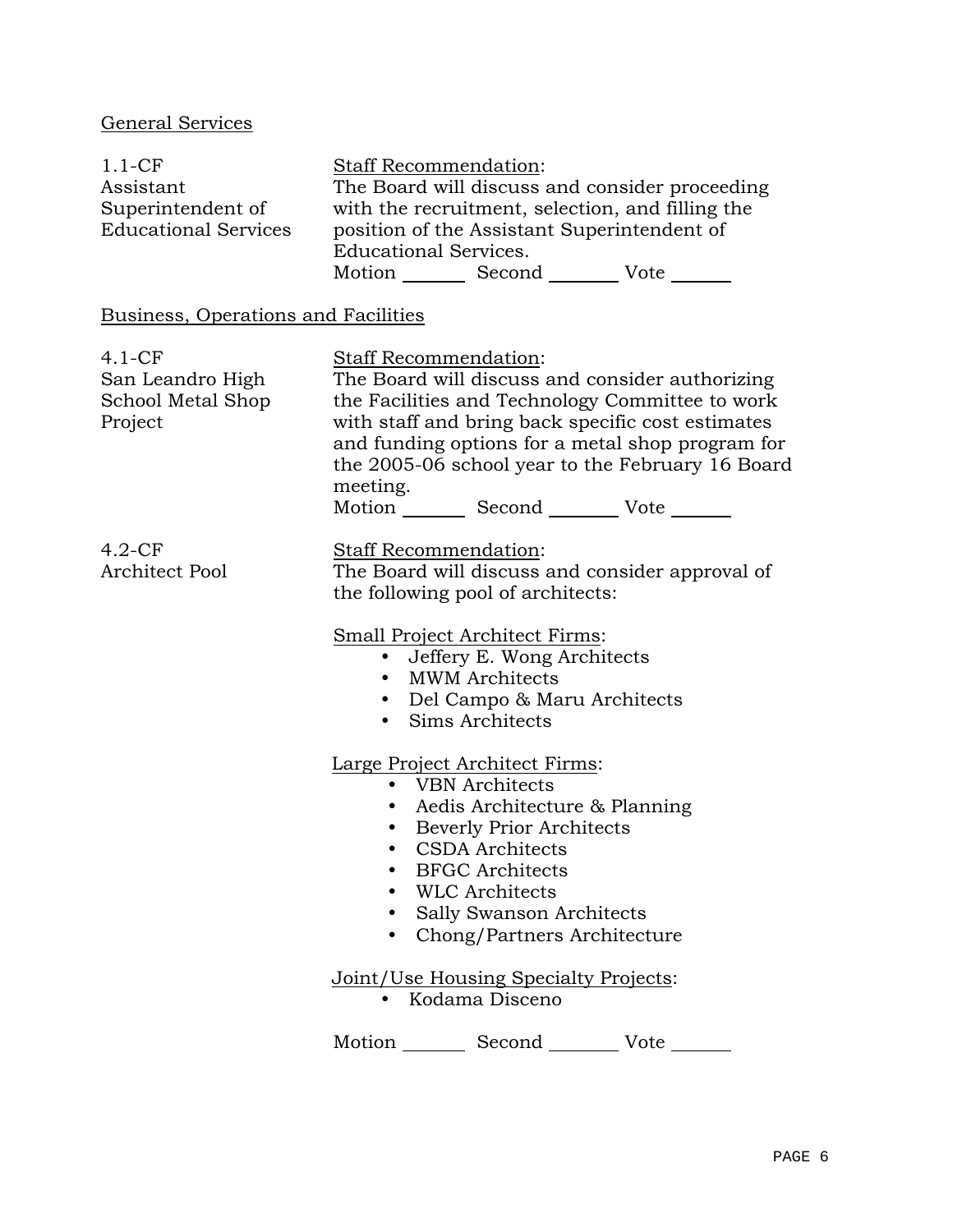General Services

1.1-CF
Assistant Superintendent of Educational Services

Staff Recommendation:
The Board will discuss and consider proceeding with the recruitment, selection, and filling the position of the Assistant Superintendent of Educational Services.
Motion _______ Second _______ Vote _______

Business, Operations and Facilities

4.1-CF
San Leandro High School Metal Shop Project

Staff Recommendation:
The Board will discuss and consider authorizing the Facilities and Technology Committee to work with staff and bring back specific cost estimates and funding options for a metal shop program for the 2005-06 school year to the February 16 Board meeting.
Motion _______ Second _______ Vote _______

4.2-CF
Architect Pool

Staff Recommendation:
The Board will discuss and consider approval of the following pool of architects:

Small Project Architect Firms:
- Jeffery E. Wong Architects
- MWM Architects
- Del Campo & Maru Architects
- Sims Architects

Large Project Architect Firms:
- VBN Architects
- Aedis Architecture & Planning
- Beverly Prior Architects
- CSDA Architects
- BFGC Architects
- WLC Architects
- Sally Swanson Architects
- Chong/Partners Architecture

Joint/Use Housing Specialty Projects:
- Kodama Disceno

Motion _______ Second _______ Vote _______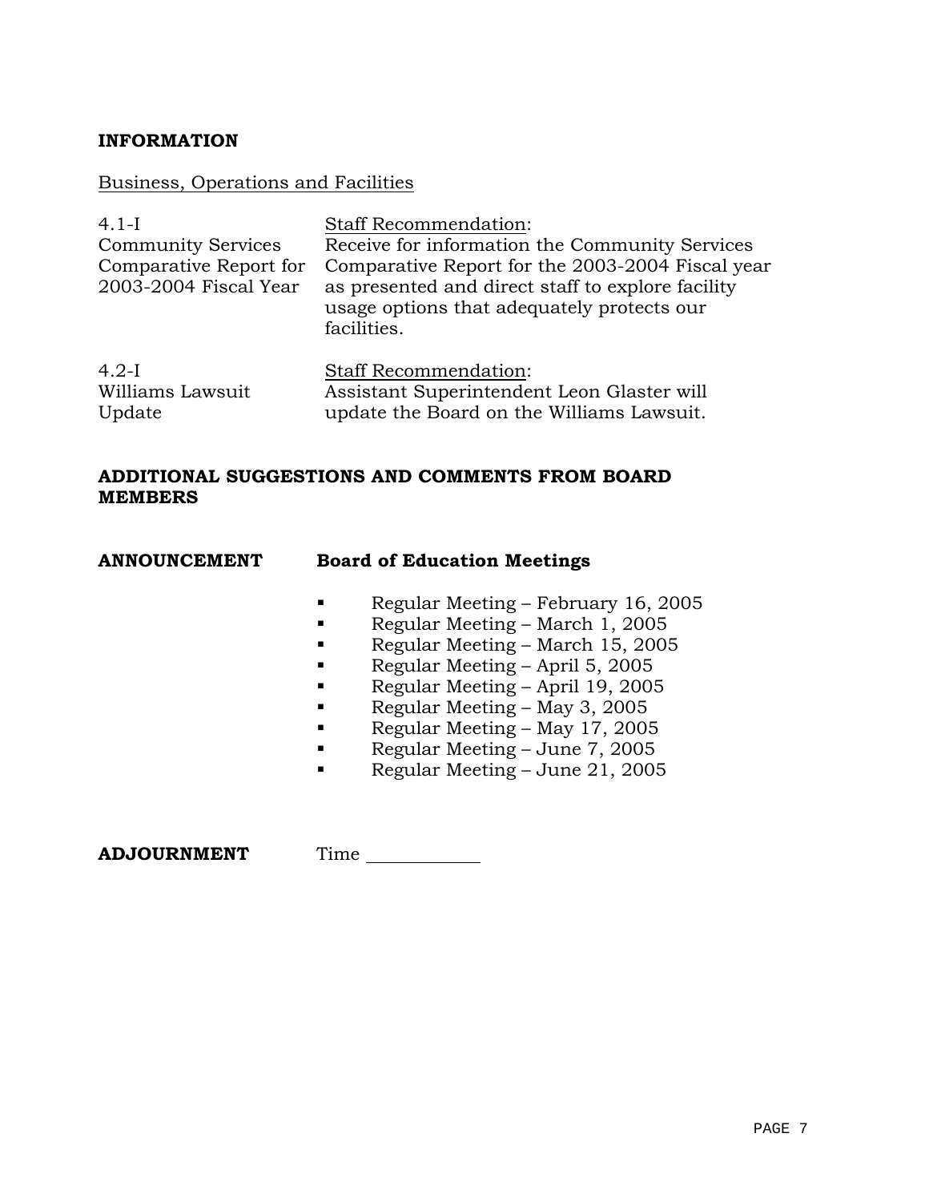**INFORMATION**

Business, Operations and Facilities

| | |
|---|---|
| 4.1-I<br>Community Services Comparative Report for 2003-2004 Fiscal Year | Staff Recommendation:<br>Receive for information the Community Services Comparative Report for the 2003-2004 Fiscal year as presented and direct staff to explore facility usage options that adequately protects our facilities. |
| 4.2-I<br>Williams Lawsuit Update | Staff Recommendation:<br>Assistant Superintendent Leon Glaster will update the Board on the Williams Lawsuit. |

**ADDITIONAL SUGGESTIONS AND COMMENTS FROM BOARD MEMBERS**

**ANNOUNCEMENT** **Board of Education Meetings**

- Regular Meeting – February 16, 2005
- Regular Meeting – March 1, 2005
- Regular Meeting – March 15, 2005
- Regular Meeting – April 5, 2005
- Regular Meeting – April 19, 2005
- Regular Meeting – May 3, 2005
- Regular Meeting – May 17, 2005
- Regular Meeting – June 7, 2005
- Regular Meeting – June 21, 2005

**ADJOURNMENT** Time ____________